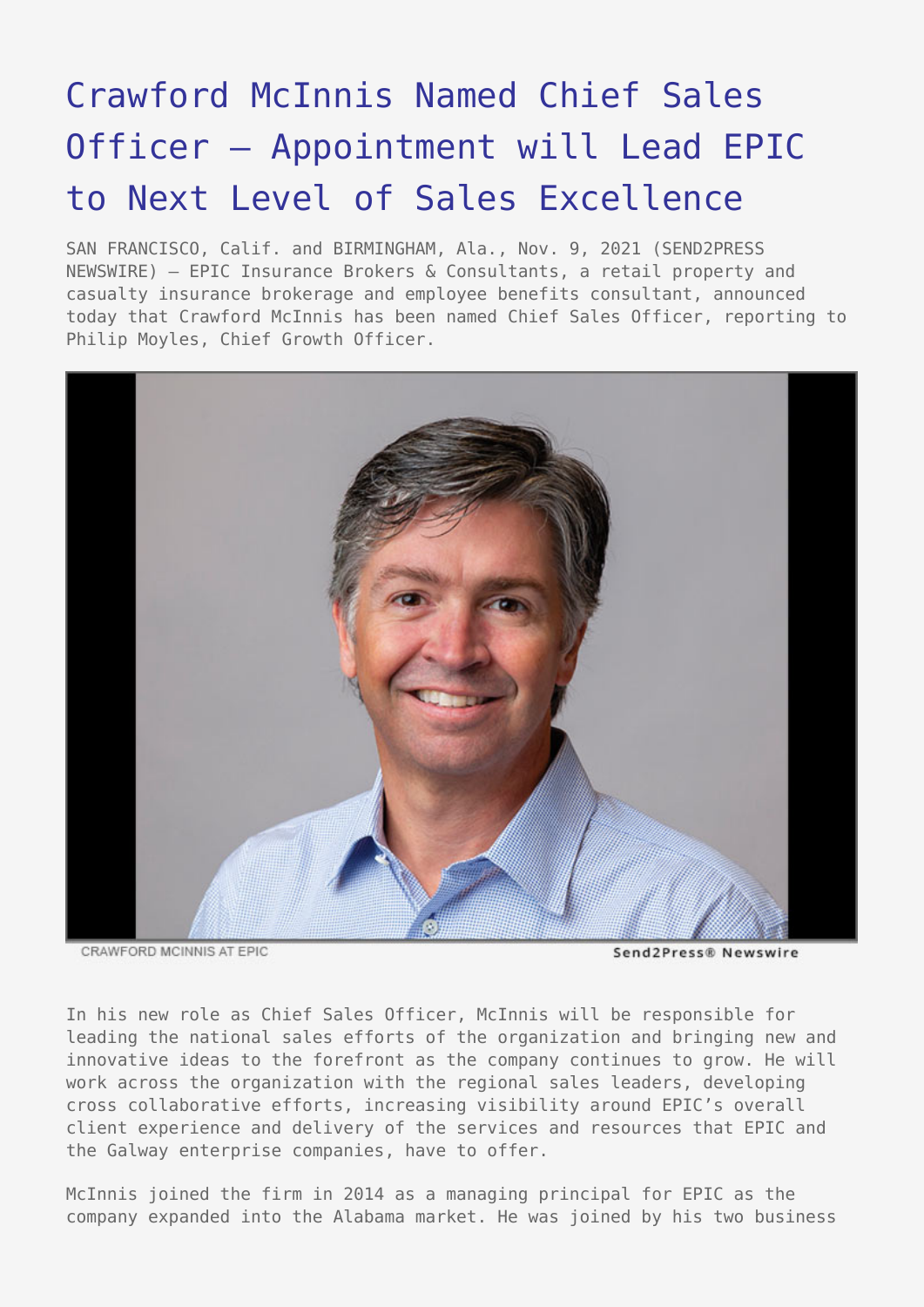# Crawford McInnis Named Chief Sales Officer – Appointment will Lead EPIC to Next Level of Sales Excellence

SAN FRANCISCO, Calif. and BIRMINGHAM, Ala., Nov. 9, 2021 (SEND2PRESS NEWSWIRE) — EPIC Insurance Brokers & Consultants, a retail property and casualty insurance brokerage and employee benefits consultant, announced today that Crawford McInnis has been named Chief Sales Officer, reporting to Philip Moyles, Chief Growth Officer.

CRAWFORD MCINNIS AT EPIC

In his new role as Chief Sales Officer, McInnis will be responsible for leading the national sales efforts of the organization and bringing new and innovative ideas to the forefront as the company continues to grow. He will work across the organization with the regional sales leaders, developing cross collaborative efforts, increasing visibility around EPIC's overall client experience and delivery of the services and resources that EPIC and the Galway enterprise companies, have to offer.

McInnis joined the firm in 2014 as a managing principal for EPIC as the company expanded into the Alabama market. He was joined by his two business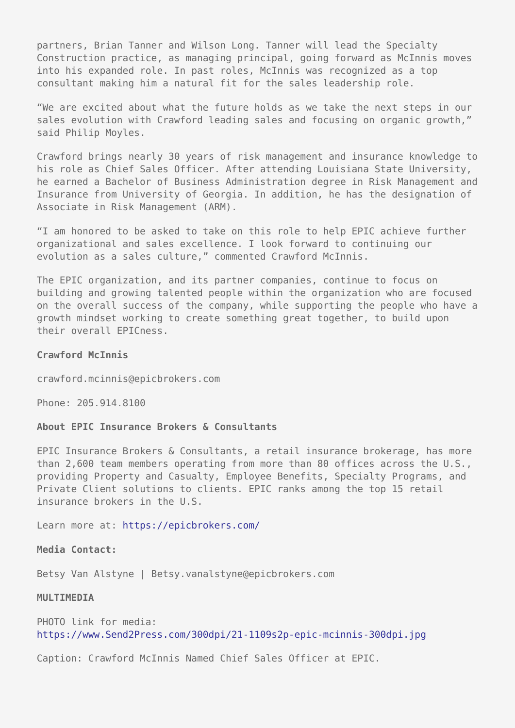partners, Brian Tanner and Wilson Long. Tanner will lead the Specialty Construction practice, as managing principal, going forward as McInnis moves into his expanded role. In past roles, McInnis was recognized as a top consultant making him a natural fit for the sales leadership role.

"We are excited about what the future holds as we take the next steps in our sales evolution with Crawford leading sales and focusing on organic growth," said Philip Moyles.

Crawford brings nearly 30 years of risk management and insurance knowledge to his role as Chief Sales Officer. After attending Louisiana State University, he earned a Bachelor of Business Administration degree in Risk Management and Insurance from University of Georgia. In addition, he has the designation of Associate in Risk Management (ARM).

"I am honored to be asked to take on this role to help EPIC achieve further organizational and sales excellence. I look forward to continuing our evolution as a sales culture," commented Crawford McInnis.

The EPIC organization, and its partner companies, continue to focus on building and growing talented people within the organization who are focused on the overall success of the company, while supporting the people who have a growth mindset working to create something great together, to build upon their overall EPICness.

**Crawford McInnis**

crawford.mcinnis@epicbrokers.com

Phone: 205.914.8100

**About EPIC Insurance Brokers & Consultants**

EPIC Insurance Brokers & Consultants, a retail insurance brokerage, has more than 2,600 team members operating from more than 80 offices across the U.S., providing Property and Casualty, Employee Benefits, Specialty Programs, and Private Client solutions to clients. EPIC ranks among the top 15 retail insurance brokers in the U.S.

Learn more at: https://epicbrokers.com/

**Media Contact:**

Betsy Van Alstyne | Betsy.vanalstyne@epicbrokers.com

**MULTIMEDIA**

PHOTO link for media: https://www.Send2Press.com/300dpi/21-1109s2p-epic-mcinnis-300dpi.jpg

Caption: Crawford McInnis Named Chief Sales Officer at EPIC.